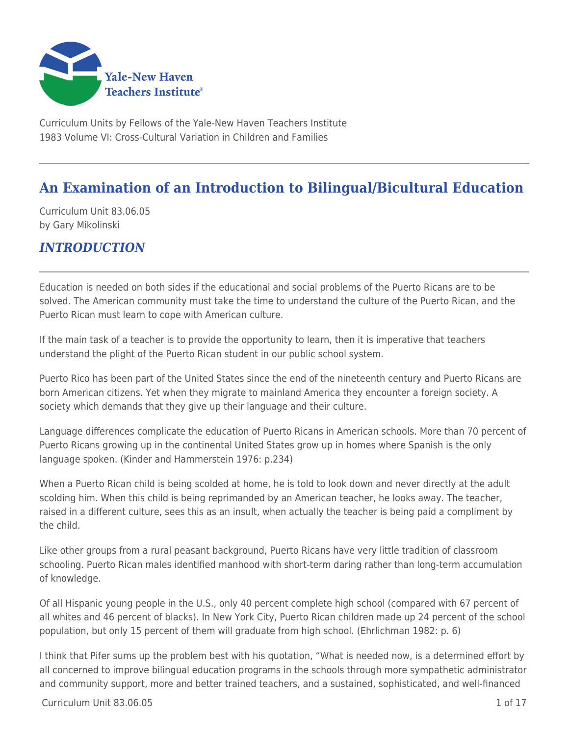Curriculum Units by Fellows of the Yale-New Haven Teachers Institute
1983 Volume VI: Cross-Cultural Variation in Children and Families

# An Examination of an Introduction to Bilingual/Bicultural Education

Curriculum Unit 83.06.05
by Gary Mikolinski

## *INTRODUCTION*

Education is needed on both sides if the educational and social problems of the Puerto Ricans are to be solved. The American community must take the time to understand the culture of the Puerto Rican, and the Puerto Rican must learn to cope with American culture.

If the main task of a teacher is to provide the opportunity to learn, then it is imperative that teachers understand the plight of the Puerto Rican student in our public school system.

Puerto Rico has been part of the United States since the end of the nineteenth century and Puerto Ricans are born American citizens. Yet when they migrate to mainland America they encounter a foreign society. A society which demands that they give up their language and their culture.

Language differences complicate the education of Puerto Ricans in American schools. More than 70 percent of Puerto Ricans growing up in the continental United States grow up in homes where Spanish is the only language spoken. (Kinder and Hammerstein 1976: p.234)

When a Puerto Rican child is being scolded at home, he is told to look down and never directly at the adult scolding him. When this child is being reprimanded by an American teacher, he looks away. The teacher, raised in a different culture, sees this as an insult, when actually the teacher is being paid a compliment by the child.

Like other groups from a rural peasant background, Puerto Ricans have very little tradition of classroom schooling. Puerto Rican males identified manhood with short-term daring rather than long-term accumulation of knowledge.

Of all Hispanic young people in the U.S., only 40 percent complete high school (compared with 67 percent of all whites and 46 percent of blacks). In New York City, Puerto Rican children made up 24 percent of the school population, but only 15 percent of them will graduate from high school. (Ehrlichman 1982: p. 6)

I think that Pifer sums up the problem best with his quotation, “What is needed now, is a determined effort by all concerned to improve bilingual education programs in the schools through more sympathetic administrator and community support, more and better trained teachers, and a sustained, sophisticated, and well-financed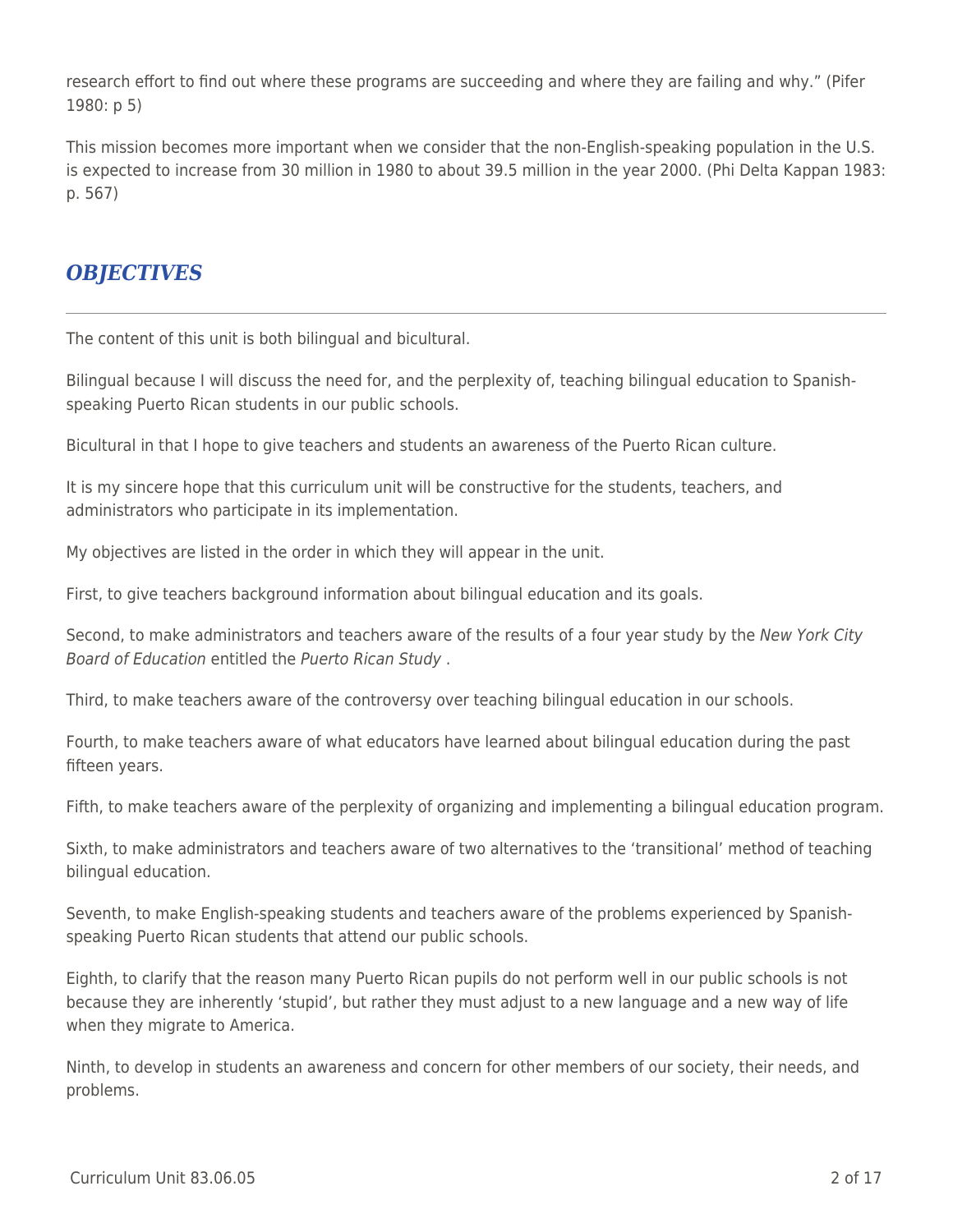research effort to find out where these programs are succeeding and where they are failing and why.” (Pifer 1980: p 5)

This mission becomes more important when we consider that the non-English-speaking population in the U.S. is expected to increase from 30 million in 1980 to about 39.5 million in the year 2000. (Phi Delta Kappan 1983: p. 567)

## *OBJECTIVES*

The content of this unit is both bilingual and bicultural.

Bilingual because I will discuss the need for, and the perplexity of, teaching bilingual education to Spanish-speaking Puerto Rican students in our public schools.

Bicultural in that I hope to give teachers and students an awareness of the Puerto Rican culture.

It is my sincere hope that this curriculum unit will be constructive for the students, teachers, and administrators who participate in its implementation.

My objectives are listed in the order in which they will appear in the unit.

First, to give teachers background information about bilingual education and its goals.

Second, to make administrators and teachers aware of the results of a four year study by the *New York City Board of Education* entitled the *Puerto Rican Study* .

Third, to make teachers aware of the controversy over teaching bilingual education in our schools.

Fourth, to make teachers aware of what educators have learned about bilingual education during the past fifteen years.

Fifth, to make teachers aware of the perplexity of organizing and implementing a bilingual education program.

Sixth, to make administrators and teachers aware of two alternatives to the ‘transitional’ method of teaching bilingual education.

Seventh, to make English-speaking students and teachers aware of the problems experienced by Spanish-speaking Puerto Rican students that attend our public schools.

Eighth, to clarify that the reason many Puerto Rican pupils do not perform well in our public schools is not because they are inherently ‘stupid’, but rather they must adjust to a new language and a new way of life when they migrate to America.

Ninth, to develop in students an awareness and concern for other members of our society, their needs, and problems.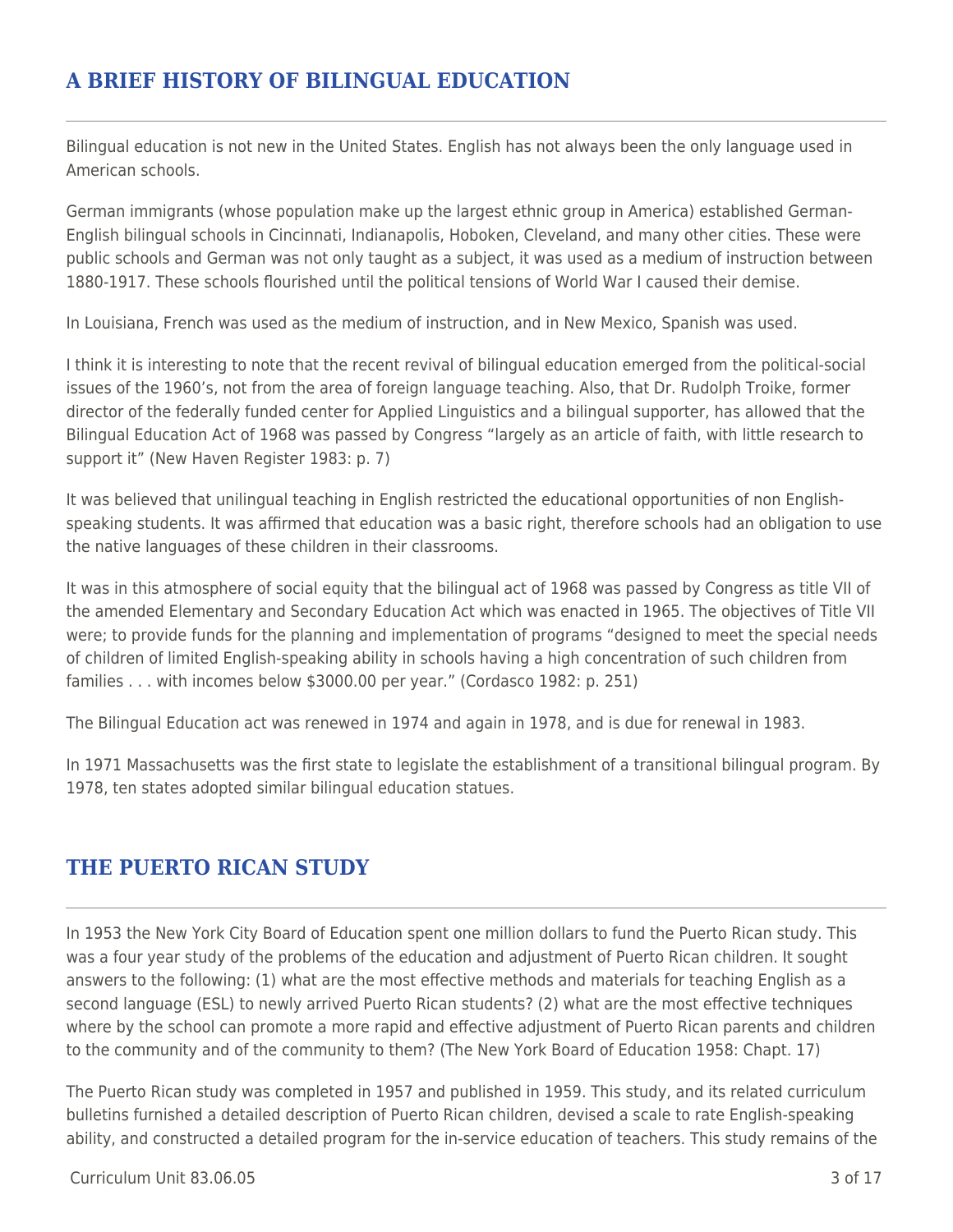## A BRIEF HISTORY OF BILINGUAL EDUCATION

Bilingual education is not new in the United States. English has not always been the only language used in American schools.

German immigrants (whose population make up the largest ethnic group in America) established German-English bilingual schools in Cincinnati, Indianapolis, Hoboken, Cleveland, and many other cities. These were public schools and German was not only taught as a subject, it was used as a medium of instruction between 1880-1917. These schools flourished until the political tensions of World War I caused their demise.

In Louisiana, French was used as the medium of instruction, and in New Mexico, Spanish was used.

I think it is interesting to note that the recent revival of bilingual education emerged from the political-social issues of the 1960's, not from the area of foreign language teaching. Also, that Dr. Rudolph Troike, former director of the federally funded center for Applied Linguistics and a bilingual supporter, has allowed that the Bilingual Education Act of 1968 was passed by Congress "largely as an article of faith, with little research to support it" (New Haven Register 1983: p. 7)

It was believed that unilingual teaching in English restricted the educational opportunities of non English-speaking students. It was affirmed that education was a basic right, therefore schools had an obligation to use the native languages of these children in their classrooms.

It was in this atmosphere of social equity that the bilingual act of 1968 was passed by Congress as title VII of the amended Elementary and Secondary Education Act which was enacted in 1965. The objectives of Title VII were; to provide funds for the planning and implementation of programs "designed to meet the special needs of children of limited English-speaking ability in schools having a high concentration of such children from families . . . with incomes below $3000.00 per year." (Cordasco 1982: p. 251)

The Bilingual Education act was renewed in 1974 and again in 1978, and is due for renewal in 1983.

In 1971 Massachusetts was the first state to legislate the establishment of a transitional bilingual program. By 1978, ten states adopted similar bilingual education statues.

## THE PUERTO RICAN STUDY

In 1953 the New York City Board of Education spent one million dollars to fund the Puerto Rican study. This was a four year study of the problems of the education and adjustment of Puerto Rican children. It sought answers to the following: (1) what are the most effective methods and materials for teaching English as a second language (ESL) to newly arrived Puerto Rican students? (2) what are the most effective techniques where by the school can promote a more rapid and effective adjustment of Puerto Rican parents and children to the community and of the community to them? (The New York Board of Education 1958: Chapt. 17)

The Puerto Rican study was completed in 1957 and published in 1959. This study, and its related curriculum bulletins furnished a detailed description of Puerto Rican children, devised a scale to rate English-speaking ability, and constructed a detailed program for the in-service education of teachers. This study remains of the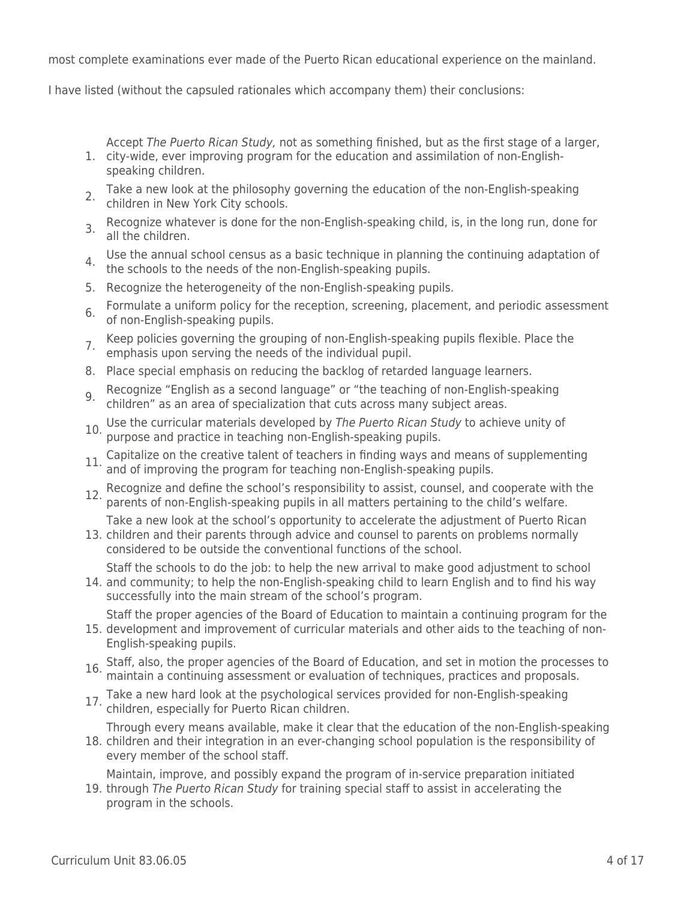most complete examinations ever made of the Puerto Rican educational experience on the mainland.

I have listed (without the capsuled rationales which accompany them) their conclusions:

1. Accept *The Puerto Rican Study,* not as something finished, but as the first stage of a larger, city-wide, ever improving program for the education and assimilation of non-English-speaking children.
2. Take a new look at the philosophy governing the education of the non-English-speaking children in New York City schools.
3. Recognize whatever is done for the non-English-speaking child, is, in the long run, done for all the children.
4. Use the annual school census as a basic technique in planning the continuing adaptation of the schools to the needs of the non-English-speaking pupils.
5. Recognize the heterogeneity of the non-English-speaking pupils.
6. Formulate a uniform policy for the reception, screening, placement, and periodic assessment of non-English-speaking pupils.
7. Keep policies governing the grouping of non-English-speaking pupils flexible. Place the emphasis upon serving the needs of the individual pupil.
8. Place special emphasis on reducing the backlog of retarded language learners.
9. Recognize "English as a second language" or "the teaching of non-English-speaking children" as an area of specialization that cuts across many subject areas.
10. Use the curricular materials developed by *The Puerto Rican Study* to achieve unity of purpose and practice in teaching non-English-speaking pupils.
11. Capitalize on the creative talent of teachers in finding ways and means of supplementing and of improving the program for teaching non-English-speaking pupils.
12. Recognize and define the school's responsibility to assist, counsel, and cooperate with the parents of non-English-speaking pupils in all matters pertaining to the child's welfare.
13. Take a new look at the school's opportunity to accelerate the adjustment of Puerto Rican children and their parents through advice and counsel to parents on problems normally considered to be outside the conventional functions of the school.
14. Staff the schools to do the job: to help the new arrival to make good adjustment to school and community; to help the non-English-speaking child to learn English and to find his way successfully into the main stream of the school's program.
15. Staff the proper agencies of the Board of Education to maintain a continuing program for the development and improvement of curricular materials and other aids to the teaching of non-English-speaking pupils.
16. Staff, also, the proper agencies of the Board of Education, and set in motion the processes to maintain a continuing assessment or evaluation of techniques, practices and proposals.
17. Take a new hard look at the psychological services provided for non-English-speaking children, especially for Puerto Rican children.
18. Through every means available, make it clear that the education of the non-English-speaking children and their integration in an ever-changing school population is the responsibility of every member of the school staff.
19. Maintain, improve, and possibly expand the program of in-service preparation initiated through *The Puerto Rican Study* for training special staff to assist in accelerating the program in the schools.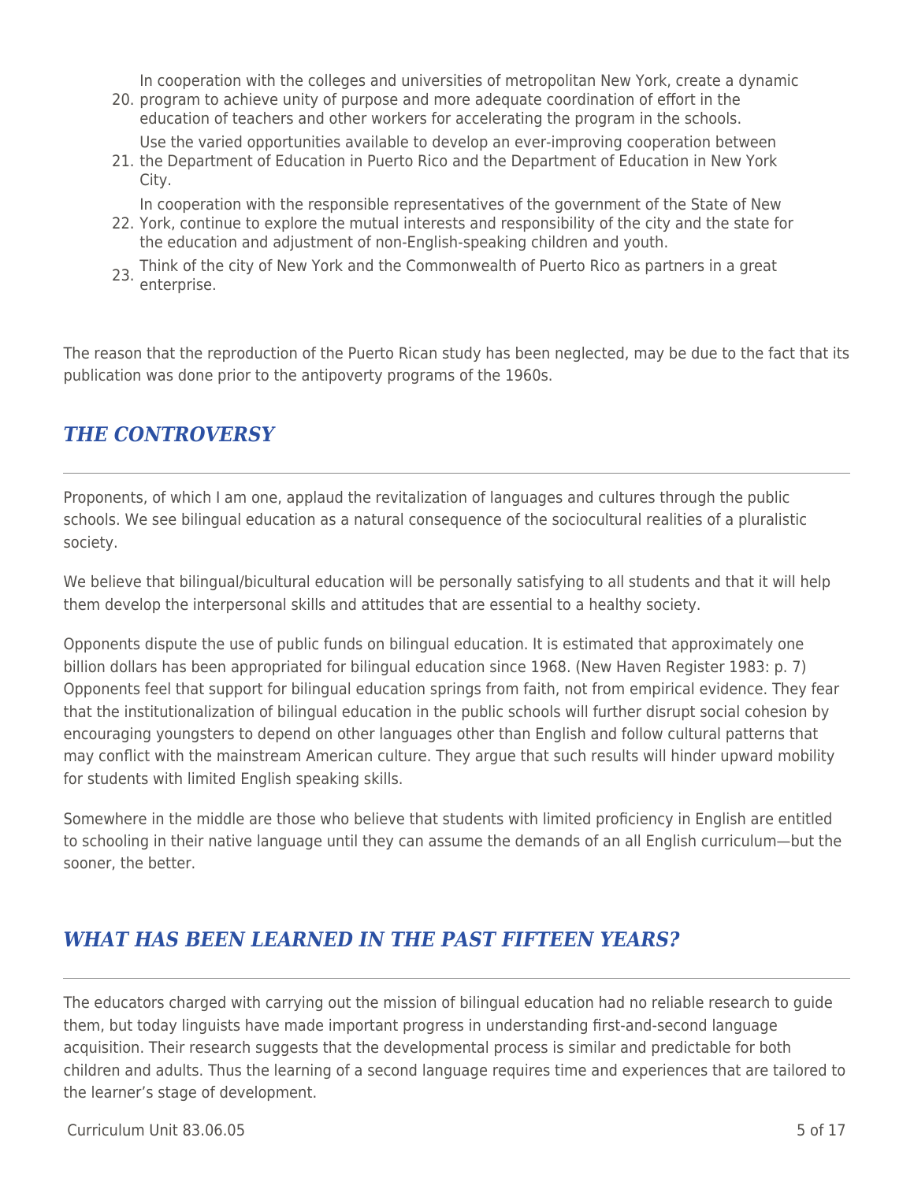20. In cooperation with the colleges and universities of metropolitan New York, create a dynamic program to achieve unity of purpose and more adequate coordination of effort in the education of teachers and other workers for accelerating the program in the schools.
21. Use the varied opportunities available to develop an ever-improving cooperation between the Department of Education in Puerto Rico and the Department of Education in New York City.
22. In cooperation with the responsible representatives of the government of the State of New York, continue to explore the mutual interests and responsibility of the city and the state for the education and adjustment of non-English-speaking children and youth.
23. Think of the city of New York and the Commonwealth of Puerto Rico as partners in a great enterprise.

The reason that the reproduction of the Puerto Rican study has been neglected, may be due to the fact that its publication was done prior to the antipoverty programs of the 1960s.

## *THE CONTROVERSY*

Proponents, of which I am one, applaud the revitalization of languages and cultures through the public schools. We see bilingual education as a natural consequence of the sociocultural realities of a pluralistic society.

We believe that bilingual/bicultural education will be personally satisfying to all students and that it will help them develop the interpersonal skills and attitudes that are essential to a healthy society.

Opponents dispute the use of public funds on bilingual education. It is estimated that approximately one billion dollars has been appropriated for bilingual education since 1968. (New Haven Register 1983: p. 7) Opponents feel that support for bilingual education springs from faith, not from empirical evidence. They fear that the institutionalization of bilingual education in the public schools will further disrupt social cohesion by encouraging youngsters to depend on other languages other than English and follow cultural patterns that may conflict with the mainstream American culture. They argue that such results will hinder upward mobility for students with limited English speaking skills.

Somewhere in the middle are those who believe that students with limited proficiency in English are entitled to schooling in their native language until they can assume the demands of an all English curriculum—but the sooner, the better.

## *WHAT HAS BEEN LEARNED IN THE PAST FIFTEEN YEARS?*

The educators charged with carrying out the mission of bilingual education had no reliable research to guide them, but today linguists have made important progress in understanding first-and-second language acquisition. Their research suggests that the developmental process is similar and predictable for both children and adults. Thus the learning of a second language requires time and experiences that are tailored to the learner's stage of development.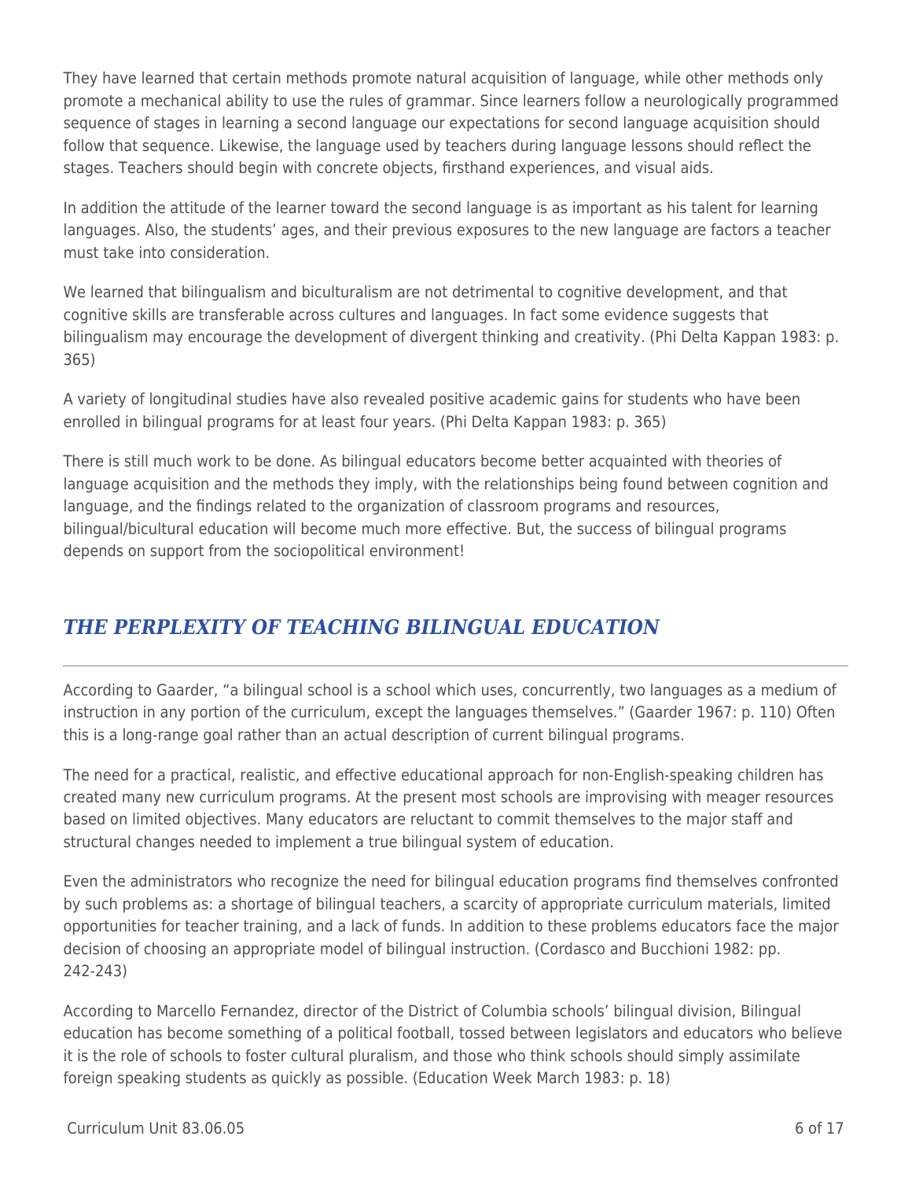They have learned that certain methods promote natural acquisition of language, while other methods only promote a mechanical ability to use the rules of grammar. Since learners follow a neurologically programmed sequence of stages in learning a second language our expectations for second language acquisition should follow that sequence. Likewise, the language used by teachers during language lessons should reflect the stages. Teachers should begin with concrete objects, firsthand experiences, and visual aids.

In addition the attitude of the learner toward the second language is as important as his talent for learning languages. Also, the students' ages, and their previous exposures to the new language are factors a teacher must take into consideration.

We learned that bilingualism and biculturalism are not detrimental to cognitive development, and that cognitive skills are transferable across cultures and languages. In fact some evidence suggests that bilingualism may encourage the development of divergent thinking and creativity. (Phi Delta Kappan 1983: p. 365)

A variety of longitudinal studies have also revealed positive academic gains for students who have been enrolled in bilingual programs for at least four years. (Phi Delta Kappan 1983: p. 365)

There is still much work to be done. As bilingual educators become better acquainted with theories of language acquisition and the methods they imply, with the relationships being found between cognition and language, and the findings related to the organization of classroom programs and resources, bilingual/bicultural education will become much more effective. But, the success of bilingual programs depends on support from the sociopolitical environment!

## *THE PERPLEXITY OF TEACHING BILINGUAL EDUCATION*

According to Gaarder, "a bilingual school is a school which uses, concurrently, two languages as a medium of instruction in any portion of the curriculum, except the languages themselves." (Gaarder 1967: p. 110) Often this is a long-range goal rather than an actual description of current bilingual programs.

The need for a practical, realistic, and effective educational approach for non-English-speaking children has created many new curriculum programs. At the present most schools are improvising with meager resources based on limited objectives. Many educators are reluctant to commit themselves to the major staff and structural changes needed to implement a true bilingual system of education.

Even the administrators who recognize the need for bilingual education programs find themselves confronted by such problems as: a shortage of bilingual teachers, a scarcity of appropriate curriculum materials, limited opportunities for teacher training, and a lack of funds. In addition to these problems educators face the major decision of choosing an appropriate model of bilingual instruction. (Cordasco and Bucchioni 1982: pp. 242-243)

According to Marcello Fernandez, director of the District of Columbia schools' bilingual division, Bilingual education has become something of a political football, tossed between legislators and educators who believe it is the role of schools to foster cultural pluralism, and those who think schools should simply assimilate foreign speaking students as quickly as possible. (Education Week March 1983: p. 18)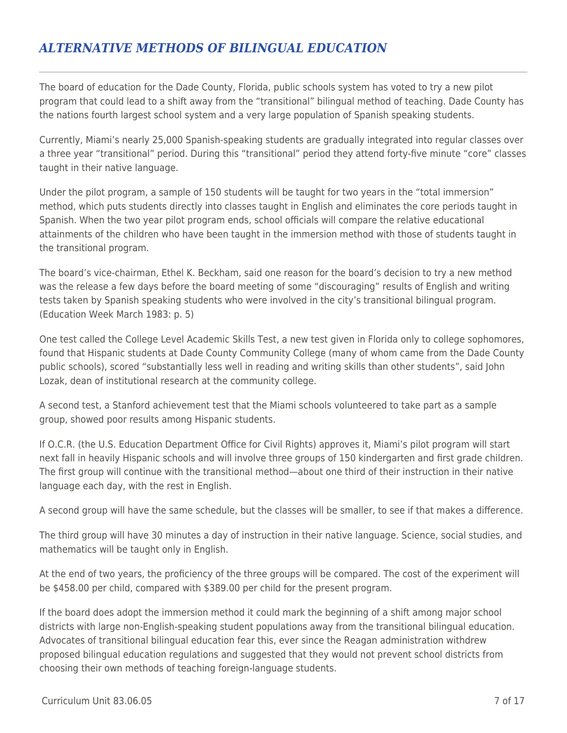## *ALTERNATIVE METHODS OF BILINGUAL EDUCATION*

The board of education for the Dade County, Florida, public schools system has voted to try a new pilot program that could lead to a shift away from the "transitional" bilingual method of teaching. Dade County has the nations fourth largest school system and a very large population of Spanish speaking students.

Currently, Miami's nearly 25,000 Spanish-speaking students are gradually integrated into regular classes over a three year "transitional" period. During this "transitional" period they attend forty-five minute "core" classes taught in their native language.

Under the pilot program, a sample of 150 students will be taught for two years in the "total immersion" method, which puts students directly into classes taught in English and eliminates the core periods taught in Spanish. When the two year pilot program ends, school officials will compare the relative educational attainments of the children who have been taught in the immersion method with those of students taught in the transitional program.

The board's vice-chairman, Ethel K. Beckham, said one reason for the board's decision to try a new method was the release a few days before the board meeting of some "discouraging" results of English and writing tests taken by Spanish speaking students who were involved in the city's transitional bilingual program. (Education Week March 1983: p. 5)

One test called the College Level Academic Skills Test, a new test given in Florida only to college sophomores, found that Hispanic students at Dade County Community College (many of whom came from the Dade County public schools), scored "substantially less well in reading and writing skills than other students", said John Lozak, dean of institutional research at the community college.

A second test, a Stanford achievement test that the Miami schools volunteered to take part as a sample group, showed poor results among Hispanic students.

If O.C.R. (the U.S. Education Department Office for Civil Rights) approves it, Miami's pilot program will start next fall in heavily Hispanic schools and will involve three groups of 150 kindergarten and first grade children. The first group will continue with the transitional method—about one third of their instruction in their native language each day, with the rest in English.

A second group will have the same schedule, but the classes will be smaller, to see if that makes a difference.

The third group will have 30 minutes a day of instruction in their native language. Science, social studies, and mathematics will be taught only in English.

At the end of two years, the proficiency of the three groups will be compared. The cost of the experiment will be $458.00 per child, compared with $389.00 per child for the present program.

If the board does adopt the immersion method it could mark the beginning of a shift among major school districts with large non-English-speaking student populations away from the transitional bilingual education. Advocates of transitional bilingual education fear this, ever since the Reagan administration withdrew proposed bilingual education regulations and suggested that they would not prevent school districts from choosing their own methods of teaching foreign-language students.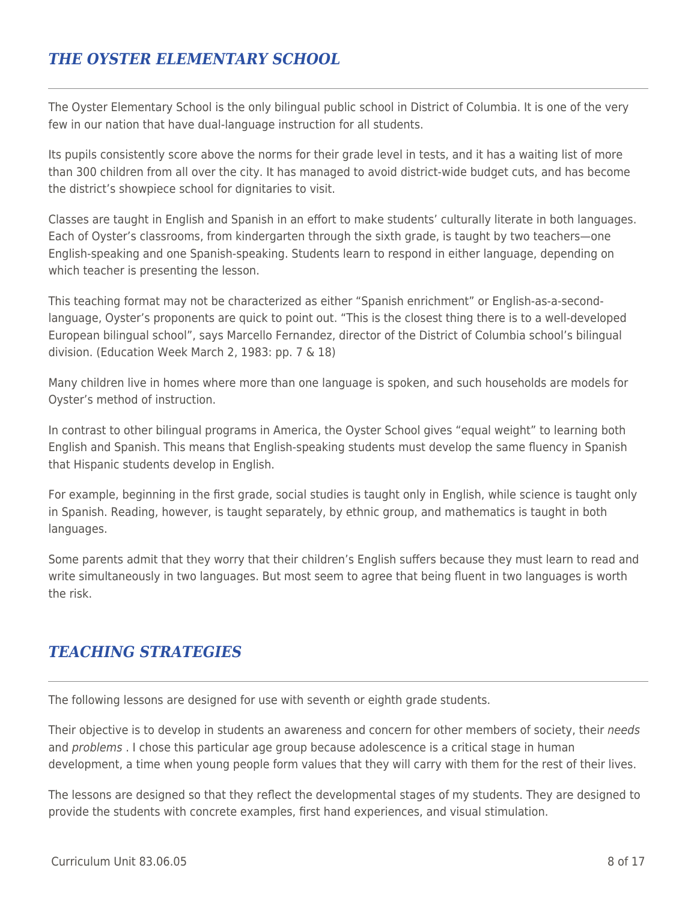## *THE OYSTER ELEMENTARY SCHOOL*

The Oyster Elementary School is the only bilingual public school in District of Columbia. It is one of the very few in our nation that have dual-language instruction for all students.

Its pupils consistently score above the norms for their grade level in tests, and it has a waiting list of more than 300 children from all over the city. It has managed to avoid district-wide budget cuts, and has become the district's showpiece school for dignitaries to visit.

Classes are taught in English and Spanish in an effort to make students' culturally literate in both languages. Each of Oyster's classrooms, from kindergarten through the sixth grade, is taught by two teachers—one English-speaking and one Spanish-speaking. Students learn to respond in either language, depending on which teacher is presenting the lesson.

This teaching format may not be characterized as either "Spanish enrichment" or English-as-a-second-language, Oyster's proponents are quick to point out. "This is the closest thing there is to a well-developed European bilingual school", says Marcello Fernandez, director of the District of Columbia school's bilingual division. (Education Week March 2, 1983: pp. 7 & 18)

Many children live in homes where more than one language is spoken, and such households are models for Oyster's method of instruction.

In contrast to other bilingual programs in America, the Oyster School gives "equal weight" to learning both English and Spanish. This means that English-speaking students must develop the same fluency in Spanish that Hispanic students develop in English.

For example, beginning in the first grade, social studies is taught only in English, while science is taught only in Spanish. Reading, however, is taught separately, by ethnic group, and mathematics is taught in both languages.

Some parents admit that they worry that their children's English suffers because they must learn to read and write simultaneously in two languages. But most seem to agree that being fluent in two languages is worth the risk.

## *TEACHING STRATEGIES*

The following lessons are designed for use with seventh or eighth grade students.

Their objective is to develop in students an awareness and concern for other members of society, their *needs* and *problems* . I chose this particular age group because adolescence is a critical stage in human development, a time when young people form values that they will carry with them for the rest of their lives.

The lessons are designed so that they reflect the developmental stages of my students. They are designed to provide the students with concrete examples, first hand experiences, and visual stimulation.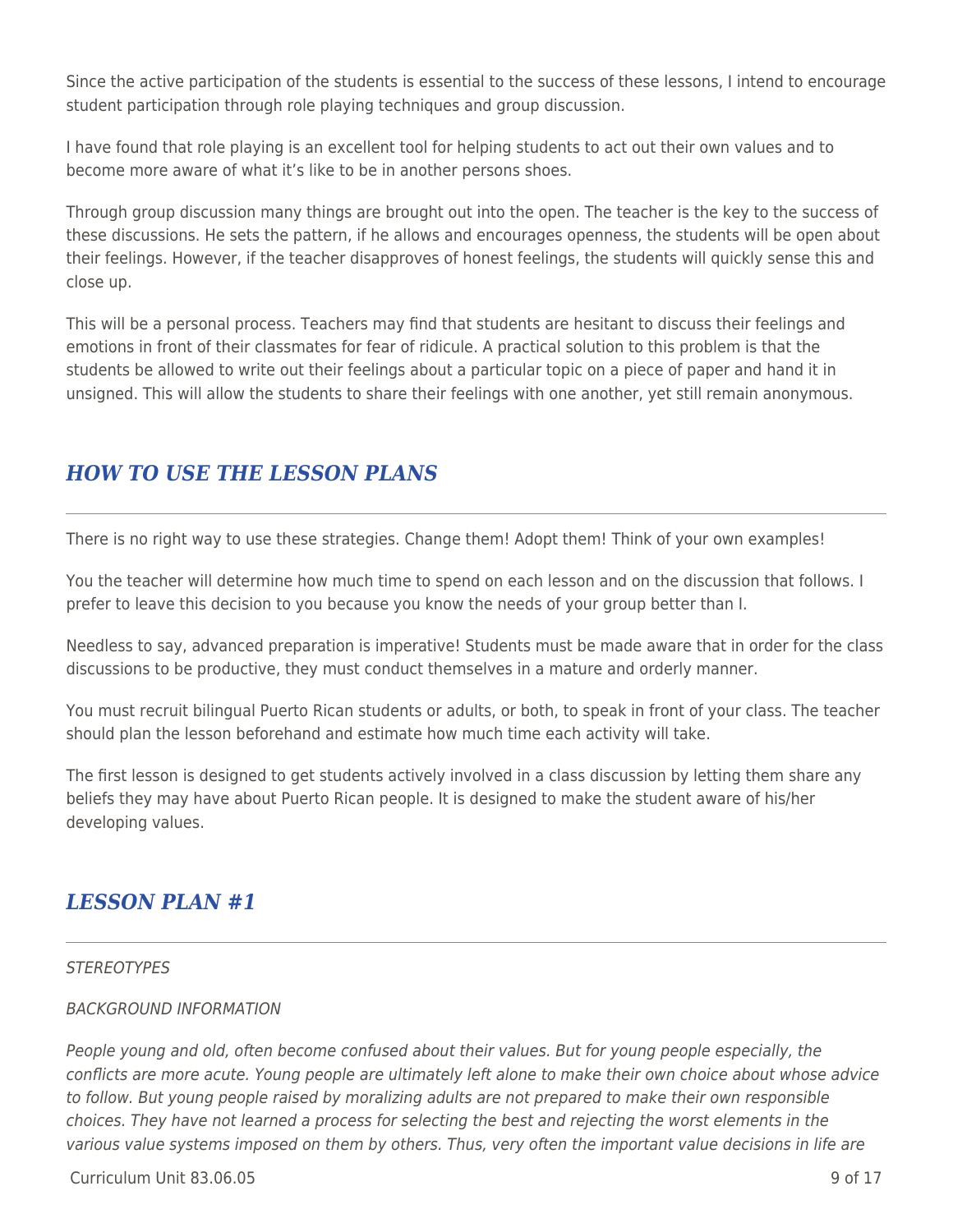Since the active participation of the students is essential to the success of these lessons, I intend to encourage student participation through role playing techniques and group discussion.

I have found that role playing is an excellent tool for helping students to act out their own values and to become more aware of what it's like to be in another persons shoes.

Through group discussion many things are brought out into the open. The teacher is the key to the success of these discussions. He sets the pattern, if he allows and encourages openness, the students will be open about their feelings. However, if the teacher disapproves of honest feelings, the students will quickly sense this and close up.

This will be a personal process. Teachers may find that students are hesitant to discuss their feelings and emotions in front of their classmates for fear of ridicule. A practical solution to this problem is that the students be allowed to write out their feelings about a particular topic on a piece of paper and hand it in unsigned. This will allow the students to share their feelings with one another, yet still remain anonymous.

## *HOW TO USE THE LESSON PLANS*

There is no right way to use these strategies. Change them! Adopt them! Think of your own examples!

You the teacher will determine how much time to spend on each lesson and on the discussion that follows. I prefer to leave this decision to you because you know the needs of your group better than I.

Needless to say, advanced preparation is imperative! Students must be made aware that in order for the class discussions to be productive, they must conduct themselves in a mature and orderly manner.

You must recruit bilingual Puerto Rican students or adults, or both, to speak in front of your class. The teacher should plan the lesson beforehand and estimate how much time each activity will take.

The first lesson is designed to get students actively involved in a class discussion by letting them share any beliefs they may have about Puerto Rican people. It is designed to make the student aware of his/her developing values.

## *LESSON PLAN #1*

*STEREOTYPES*

*BACKGROUND INFORMATION*

*People young and old, often become confused about their values. But for young people especially, the conflicts are more acute. Young people are ultimately left alone to make their own choice about whose advice to follow. But young people raised by moralizing adults are not prepared to make their own responsible choices. They have not learned a process for selecting the best and rejecting the worst elements in the various value systems imposed on them by others. Thus, very often the important value decisions in life are*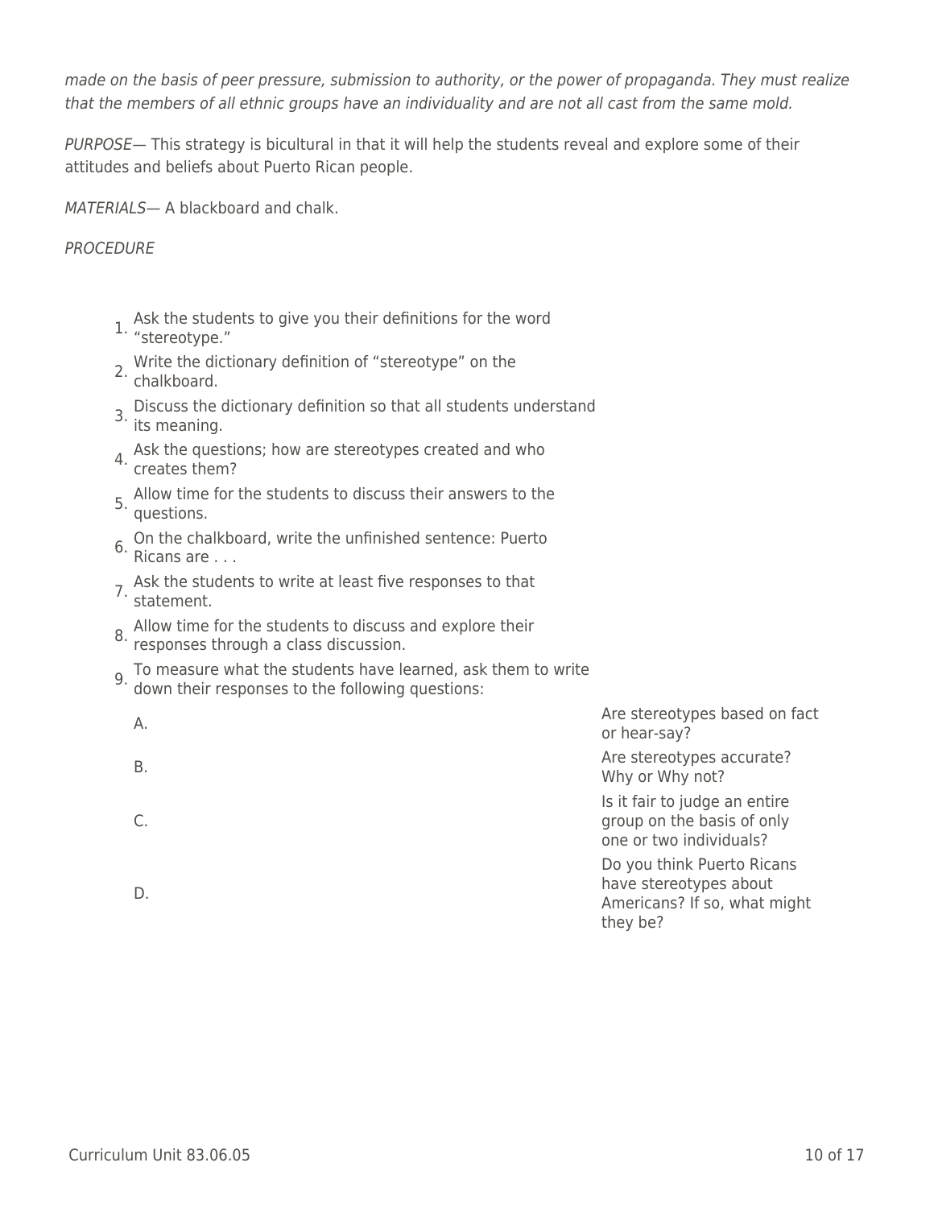*made on the basis of peer pressure, submission to authority, or the power of propaganda. They must realize that the members of all ethnic groups have an individuality and are not all cast from the same mold.*

*PURPOSE*— This strategy is bicultural in that it will help the students reveal and explore some of their attitudes and beliefs about Puerto Rican people.

*MATERIALS*— A blackboard and chalk.

*PROCEDURE*

1. Ask the students to give you their definitions for the word "stereotype."
2. Write the dictionary definition of "stereotype" on the chalkboard.
3. Discuss the dictionary definition so that all students understand its meaning.
4. Ask the questions; how are stereotypes created and who creates them?
5. Allow time for the students to discuss their answers to the questions.
6. On the chalkboard, write the unfinished sentence: Puerto Ricans are . . .
7. Ask the students to write at least five responses to that statement.
8. Allow time for the students to discuss and explore their responses through a class discussion.
9. To measure what the students have learned, ask them to write down their responses to the following questions:
    - A. Are stereotypes based on fact or hear-say?
    - B. Are stereotypes accurate? Why or Why not?
    - C. Is it fair to judge an entire group on the basis of only one or two individuals?
    - D. Do you think Puerto Ricans have stereotypes about Americans? If so, what might they be?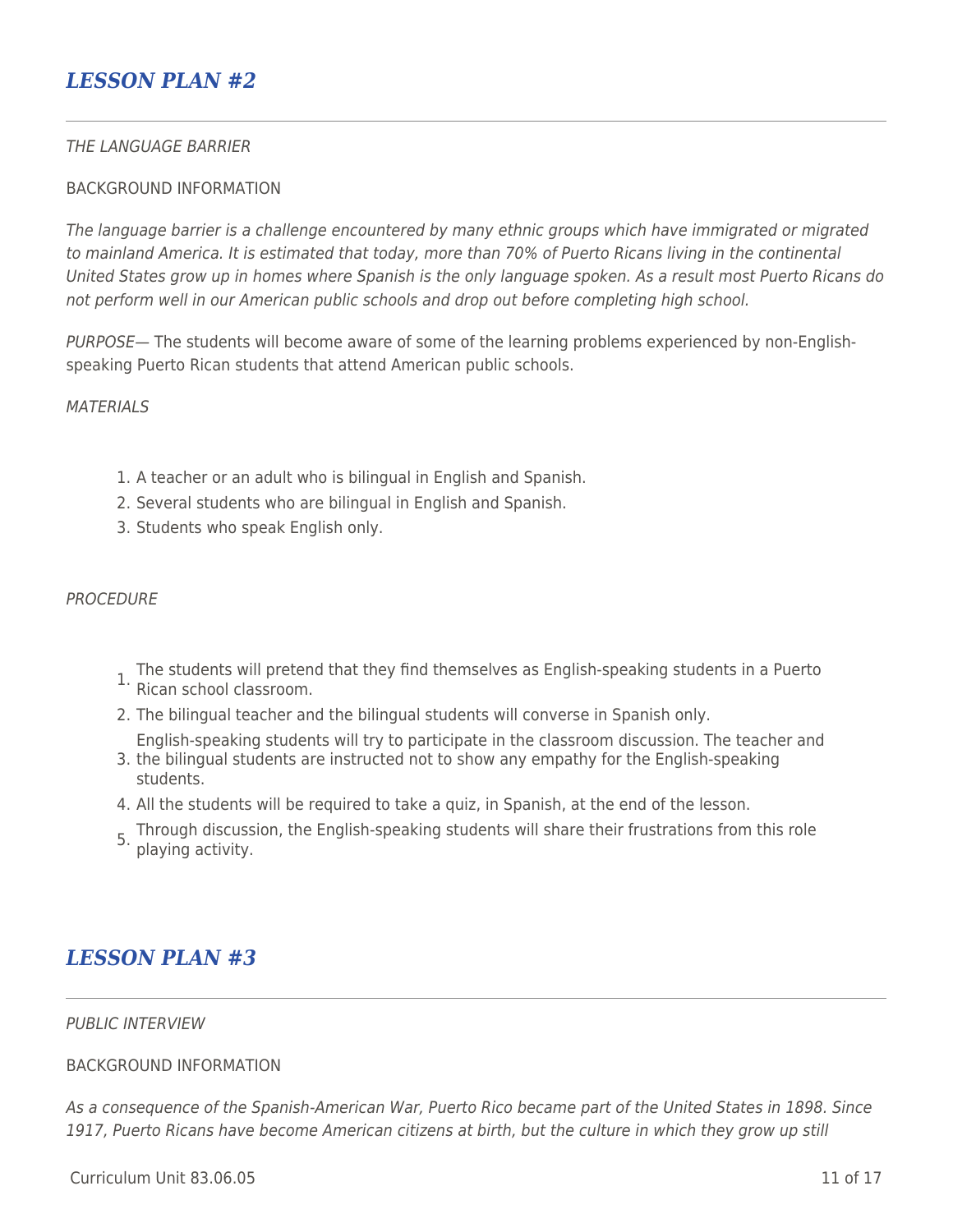## *LESSON PLAN #2*

*THE LANGUAGE BARRIER*

BACKGROUND INFORMATION

*The language barrier is a challenge encountered by many ethnic groups which have immigrated or migrated to mainland America. It is estimated that today, more than 70% of Puerto Ricans living in the continental United States grow up in homes where Spanish is the only language spoken. As a result most Puerto Ricans do not perform well in our American public schools and drop out before completing high school.*

*PURPOSE*— The students will become aware of some of the learning problems experienced by non-English-speaking Puerto Rican students that attend American public schools.

*MATERIALS*

1. A teacher or an adult who is bilingual in English and Spanish.
2. Several students who are bilingual in English and Spanish.
3. Students who speak English only.

*PROCEDURE*

1. The students will pretend that they find themselves as English-speaking students in a Puerto Rican school classroom.
2. The bilingual teacher and the bilingual students will converse in Spanish only.
3. English-speaking students will try to participate in the classroom discussion. The teacher and the bilingual students are instructed not to show any empathy for the English-speaking students.
4. All the students will be required to take a quiz, in Spanish, at the end of the lesson.
5. Through discussion, the English-speaking students will share their frustrations from this role playing activity.

## *LESSON PLAN #3*

*PUBLIC INTERVIEW*

BACKGROUND INFORMATION

*As a consequence of the Spanish-American War, Puerto Rico became part of the United States in 1898. Since 1917, Puerto Ricans have become American citizens at birth, but the culture in which they grow up still*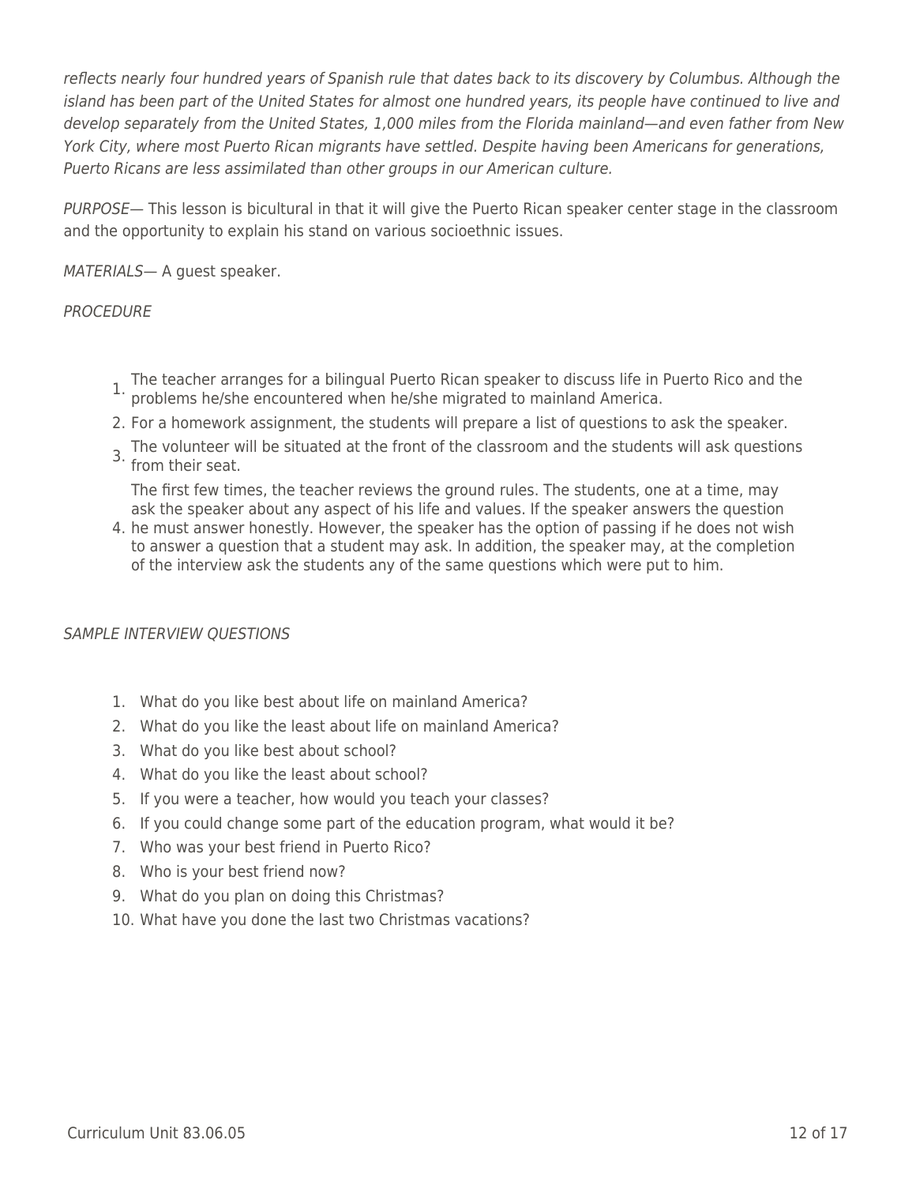*reflects nearly four hundred years of Spanish rule that dates back to its discovery by Columbus. Although the island has been part of the United States for almost one hundred years, its people have continued to live and develop separately from the United States, 1,000 miles from the Florida mainland—and even father from New York City, where most Puerto Rican migrants have settled. Despite having been Americans for generations, Puerto Ricans are less assimilated than other groups in our American culture.*

*PURPOSE*— This lesson is bicultural in that it will give the Puerto Rican speaker center stage in the classroom and the opportunity to explain his stand on various socioethnic issues.

*MATERIALS*— A guest speaker.

*PROCEDURE*

1. The teacher arranges for a bilingual Puerto Rican speaker to discuss life in Puerto Rico and the problems he/she encountered when he/she migrated to mainland America.
2. For a homework assignment, the students will prepare a list of questions to ask the speaker.
3. The volunteer will be situated at the front of the classroom and the students will ask questions from their seat.
4. The first few times, the teacher reviews the ground rules. The students, one at a time, may ask the speaker about any aspect of his life and values. If the speaker answers the question he must answer honestly. However, the speaker has the option of passing if he does not wish to answer a question that a student may ask. In addition, the speaker may, at the completion of the interview ask the students any of the same questions which were put to him.

*SAMPLE INTERVIEW QUESTIONS*

1. What do you like best about life on mainland America?
2. What do you like the least about life on mainland America?
3. What do you like best about school?
4. What do you like the least about school?
5. If you were a teacher, how would you teach your classes?
6. If you could change some part of the education program, what would it be?
7. Who was your best friend in Puerto Rico?
8. Who is your best friend now?
9. What do you plan on doing this Christmas?
10. What have you done the last two Christmas vacations?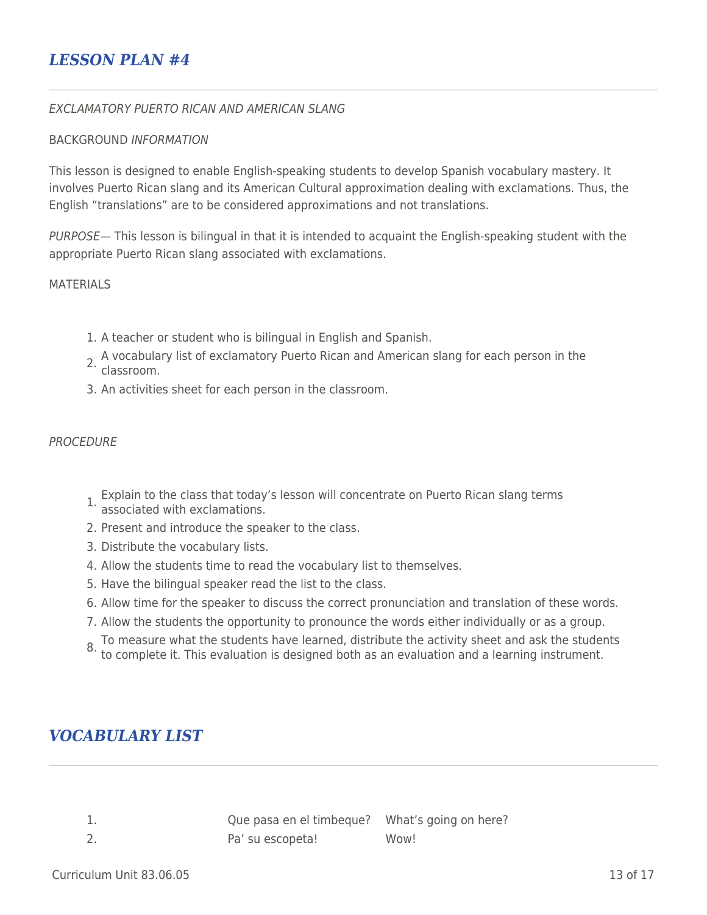## *LESSON PLAN #4*

*EXCLAMATORY PUERTO RICAN AND AMERICAN SLANG*

BACKGROUND *INFORMATION*

This lesson is designed to enable English-speaking students to develop Spanish vocabulary mastery. It involves Puerto Rican slang and its American Cultural approximation dealing with exclamations. Thus, the English "translations" are to be considered approximations and not translations.

*PURPOSE*— This lesson is bilingual in that it is intended to acquaint the English-speaking student with the appropriate Puerto Rican slang associated with exclamations.

MATERIALS

1. A teacher or student who is bilingual in English and Spanish.
2. A vocabulary list of exclamatory Puerto Rican and American slang for each person in the classroom.
3. An activities sheet for each person in the classroom.

*PROCEDURE*

1. Explain to the class that today's lesson will concentrate on Puerto Rican slang terms associated with exclamations.
2. Present and introduce the speaker to the class.
3. Distribute the vocabulary lists.
4. Allow the students time to read the vocabulary list to themselves.
5. Have the bilingual speaker read the list to the class.
6. Allow time for the speaker to discuss the correct pronunciation and translation of these words.
7. Allow the students the opportunity to pronounce the words either individually or as a group.
8. To measure what the students have learned, distribute the activity sheet and ask the students to complete it. This evaluation is designed both as an evaluation and a learning instrument.

## *VOCABULARY LIST*

| | | |
|---|---|---|
| 1. | Que pasa en el timbeque? | What's going on here? |
| 2. | Pa' su escopeta! | Wow! |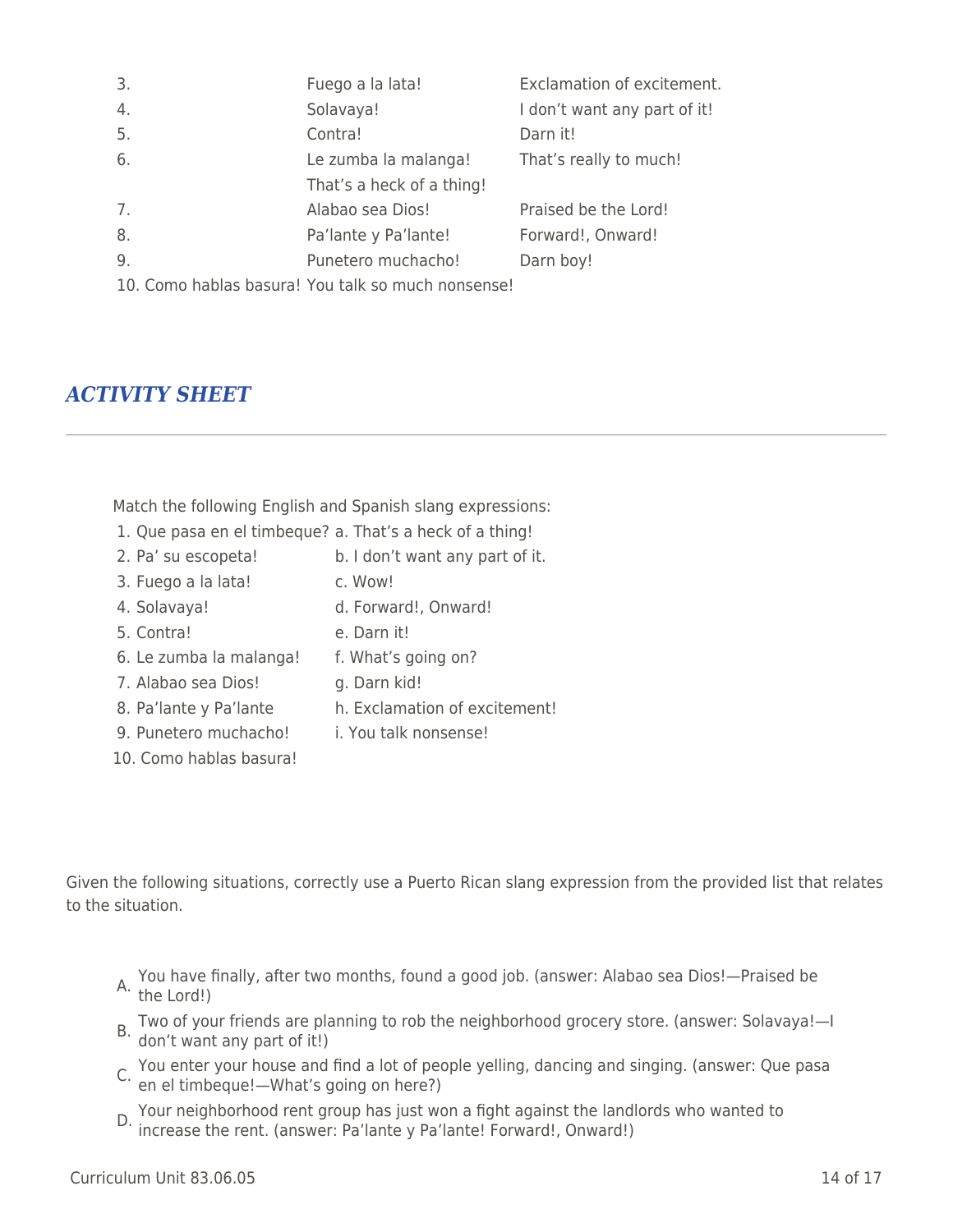| | | |
|---|---|---|
| 3. | Fuego a la lata! | Exclamation of excitement. |
| 4. | Solavaya! | I don't want any part of it! |
| 5. | Contra! | Darn it! |
| 6. | Le zumba la malanga! That's a heck of a thing! | That's really to much! |
| 7. | Alabao sea Dios! | Praised be the Lord! |
| 8. | Pa'lante y Pa'lante! | Forward!, Onward! |
| 9. | Punetero muchacho! | Darn boy! |

10. Como hablas basura! You talk so much nonsense!

## *ACTIVITY SHEET*

---

Match the following English and Spanish slang expressions:

| | |
|---|---|
| 1. Que pasa en el timbeque? | a. That's a heck of a thing! |
| 2. Pa' su escopeta! | b. I don't want any part of it. |
| 3. Fuego a la lata! | c. Wow! |
| 4. Solavaya! | d. Forward!, Onward! |
| 5. Contra! | e. Darn it! |
| 6. Le zumba la malanga! | f. What's going on? |
| 7. Alabao sea Dios! | g. Darn kid! |
| 8. Pa'lante y Pa'lante | h. Exclamation of excitement! |
| 9. Punetero muchacho! | i. You talk nonsense! |
| 10. Como hablas basura! | |

Given the following situations, correctly use a Puerto Rican slang expression from the provided list that relates to the situation.

A. You have finally, after two months, found a good job. (answer: Alabao sea Dios!—Praised be the Lord!)

B. Two of your friends are planning to rob the neighborhood grocery store. (answer: Solavaya!—I don't want any part of it!)

C. You enter your house and find a lot of people yelling, dancing and singing. (answer: Que pasa en el timbeque!—What's going on here?)

D. Your neighborhood rent group has just won a fight against the landlords who wanted to increase the rent. (answer: Pa'lante y Pa'lante! Forward!, Onward!)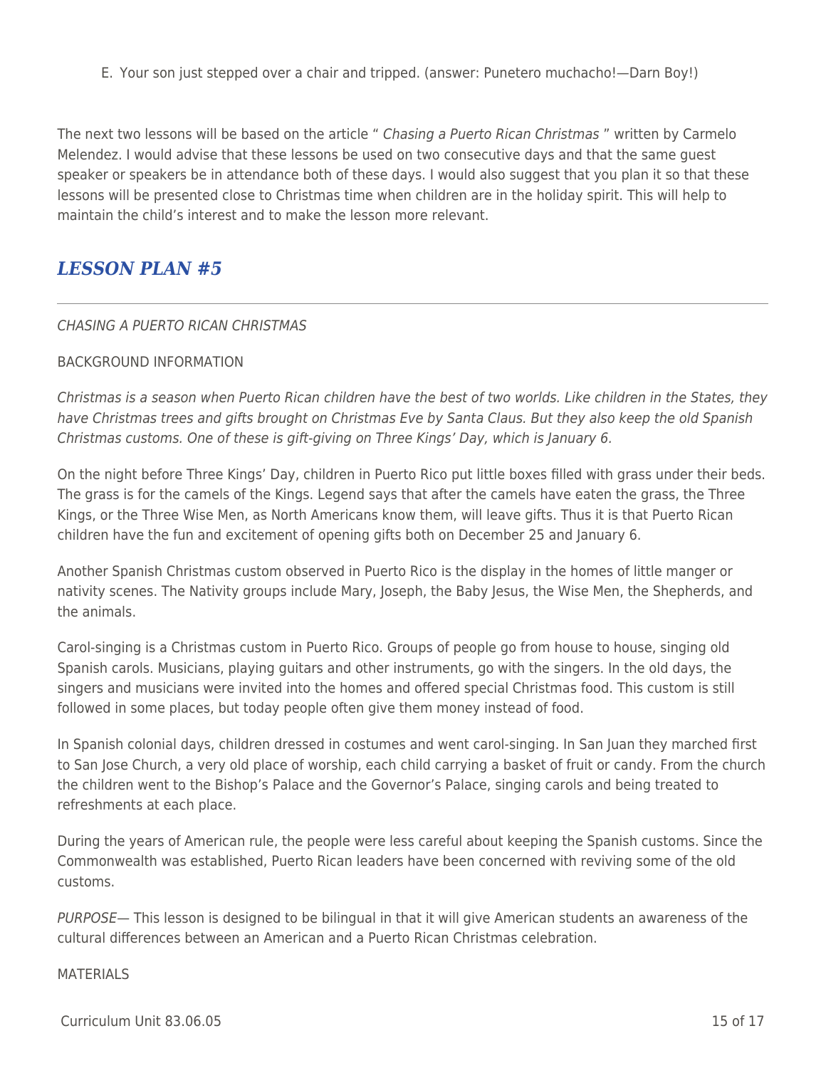E. Your son just stepped over a chair and tripped. (answer: Punetero muchacho!—Darn Boy!)

The next two lessons will be based on the article " *Chasing a Puerto Rican Christmas* " written by Carmelo Melendez. I would advise that these lessons be used on two consecutive days and that the same guest speaker or speakers be in attendance both of these days. I would also suggest that you plan it so that these lessons will be presented close to Christmas time when children are in the holiday spirit. This will help to maintain the child's interest and to make the lesson more relevant.

## *LESSON PLAN #5*

---

*CHASING A PUERTO RICAN CHRISTMAS*

BACKGROUND INFORMATION

*Christmas is a season when Puerto Rican children have the best of two worlds. Like children in the States, they have Christmas trees and gifts brought on Christmas Eve by Santa Claus. But they also keep the old Spanish Christmas customs. One of these is gift-giving on Three Kings' Day, which is January 6.*

On the night before Three Kings' Day, children in Puerto Rico put little boxes filled with grass under their beds. The grass is for the camels of the Kings. Legend says that after the camels have eaten the grass, the Three Kings, or the Three Wise Men, as North Americans know them, will leave gifts. Thus it is that Puerto Rican children have the fun and excitement of opening gifts both on December 25 and January 6.

Another Spanish Christmas custom observed in Puerto Rico is the display in the homes of little manger or nativity scenes. The Nativity groups include Mary, Joseph, the Baby Jesus, the Wise Men, the Shepherds, and the animals.

Carol-singing is a Christmas custom in Puerto Rico. Groups of people go from house to house, singing old Spanish carols. Musicians, playing guitars and other instruments, go with the singers. In the old days, the singers and musicians were invited into the homes and offered special Christmas food. This custom is still followed in some places, but today people often give them money instead of food.

In Spanish colonial days, children dressed in costumes and went carol-singing. In San Juan they marched first to San Jose Church, a very old place of worship, each child carrying a basket of fruit or candy. From the church the children went to the Bishop's Palace and the Governor's Palace, singing carols and being treated to refreshments at each place.

During the years of American rule, the people were less careful about keeping the Spanish customs. Since the Commonwealth was established, Puerto Rican leaders have been concerned with reviving some of the old customs.

*PURPOSE*— This lesson is designed to be bilingual in that it will give American students an awareness of the cultural differences between an American and a Puerto Rican Christmas celebration.

MATERIALS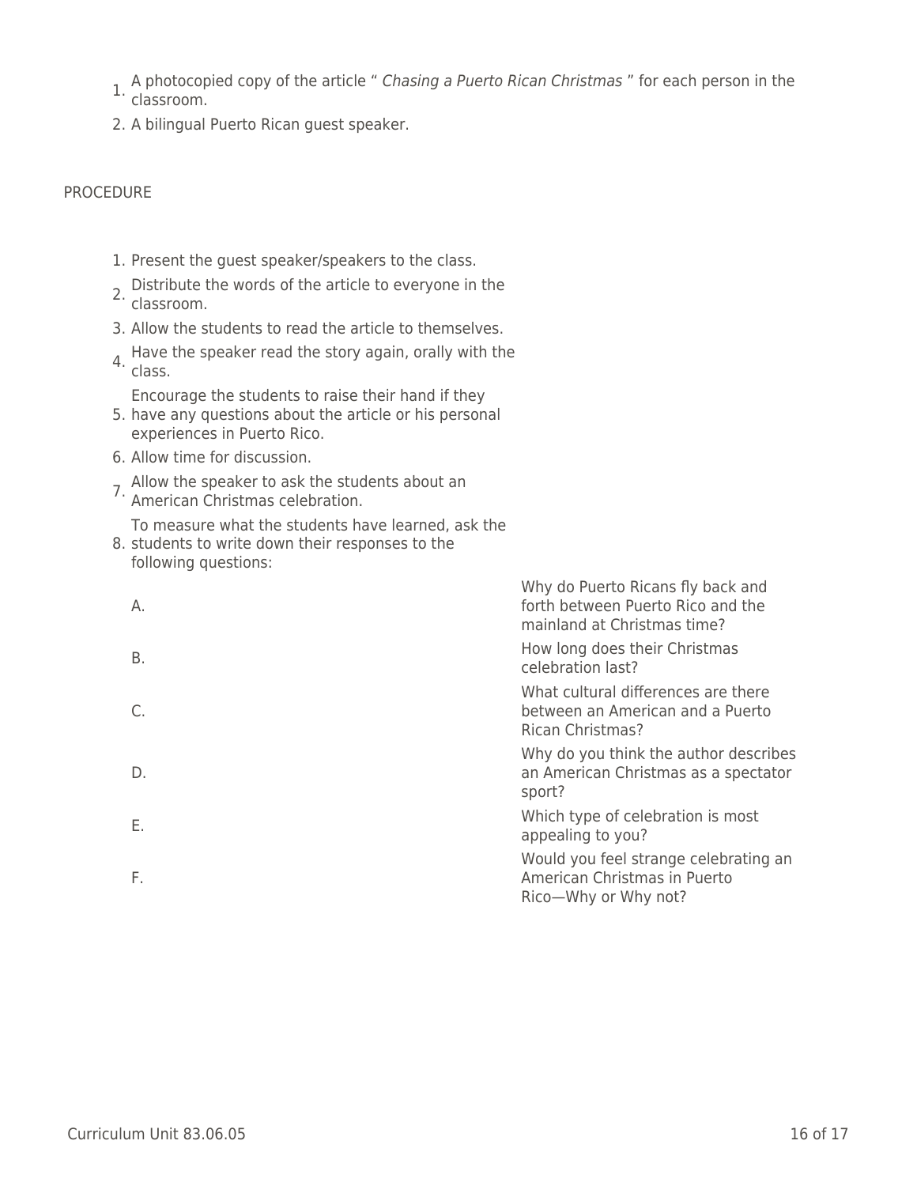1. A photocopied copy of the article " *Chasing a Puerto Rican Christmas* " for each person in the classroom.
2. A bilingual Puerto Rican guest speaker.

PROCEDURE

1. Present the guest speaker/speakers to the class.
2. Distribute the words of the article to everyone in the classroom.
3. Allow the students to read the article to themselves.
4. Have the speaker read the story again, orally with the class.
5. Encourage the students to raise their hand if they have any questions about the article or his personal experiences in Puerto Rico.
6. Allow time for discussion.
7. Allow the speaker to ask the students about an American Christmas celebration.
8. To measure what the students have learned, ask the students to write down their responses to the following questions:

    A. Why do Puerto Ricans fly back and forth between Puerto Rico and the mainland at Christmas time?

    B. How long does their Christmas celebration last?

    C. What cultural differences are there between an American and a Puerto Rican Christmas?

    D. Why do you think the author describes an American Christmas as a spectator sport?

    E. Which type of celebration is most appealing to you?

    F. Would you feel strange celebrating an American Christmas in Puerto Rico—Why or Why not?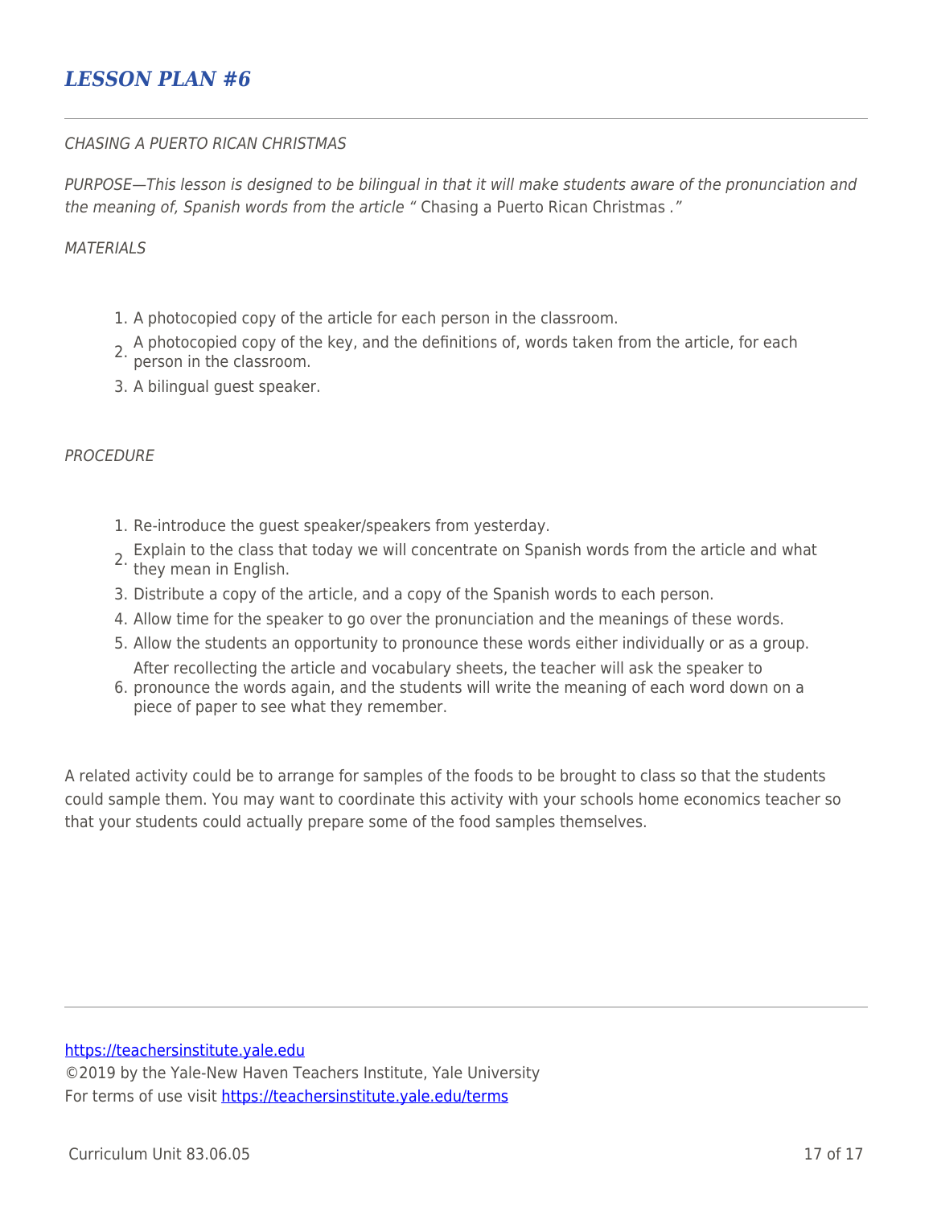## *LESSON PLAN #6*

*CHASING A PUERTO RICAN CHRISTMAS*

*PURPOSE—This lesson is designed to be bilingual in that it will make students aware of the pronunciation and the meaning of, Spanish words from the article "* Chasing a Puerto Rican Christmas .*"*

*MATERIALS*

1. A photocopied copy of the article for each person in the classroom.
2. A photocopied copy of the key, and the definitions of, words taken from the article, for each person in the classroom.
3. A bilingual guest speaker.

*PROCEDURE*

1. Re-introduce the guest speaker/speakers from yesterday.
2. Explain to the class that today we will concentrate on Spanish words from the article and what they mean in English.
3. Distribute a copy of the article, and a copy of the Spanish words to each person.
4. Allow time for the speaker to go over the pronunciation and the meanings of these words.
5. Allow the students an opportunity to pronounce these words either individually or as a group.
6. After recollecting the article and vocabulary sheets, the teacher will ask the speaker to pronounce the words again, and the students will write the meaning of each word down on a piece of paper to see what they remember.

A related activity could be to arrange for samples of the foods to be brought to class so that the students could sample them. You may want to coordinate this activity with your schools home economics teacher so that your students could actually prepare some of the food samples themselves.

https://teachersinstitute.yale.edu
©2019 by the Yale-New Haven Teachers Institute, Yale University
For terms of use visit https://teachersinstitute.yale.edu/terms

Curriculum Unit 83.06.05